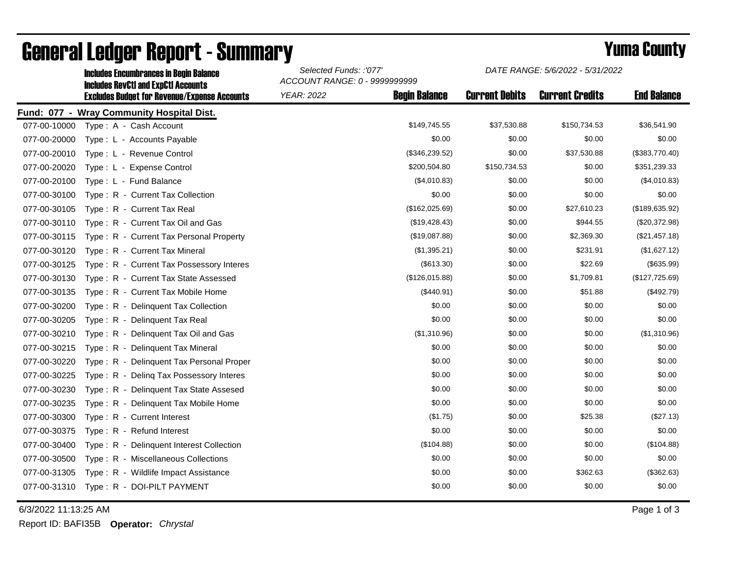# General Ledger Report - Summary

## Yuma County

**Includes Encumbrances in Begin Balance**
**Includes RevCtl and ExpCtl Accounts**
**Excludes Budget for Revenue/Expense Accounts**

*Selected Funds: :'077'*
*ACCOUNT RANGE: 0 - 9999999999*
*YEAR: 2022*

*DATE RANGE: 5/6/2022 - 5/31/2022*

**Fund: 077 - Wray Community Hospital Dist.**

| Account | Description | Begin Balance | Current Debits | Current Credits | End Balance |
|---|---|---|---|---|---|
| 077-00-10000 | Type : A - Cash Account | $149,745.55 | $37,530.88 | $150,734.53 | $36,541.90 |
| 077-00-20000 | Type : L - Accounts Payable | $0.00 | $0.00 | $0.00 | $0.00 |
| 077-00-20010 | Type : L - Revenue Control | ($346,239.52) | $0.00 | $37,530.88 | ($383,770.40) |
| 077-00-20020 | Type : L - Expense Control | $200,504.80 | $150,734.53 | $0.00 | $351,239.33 |
| 077-00-20100 | Type : L - Fund Balance | ($4,010.83) | $0.00 | $0.00 | ($4,010.83) |
| 077-00-30100 | Type : R - Current Tax Collection | $0.00 | $0.00 | $0.00 | $0.00 |
| 077-00-30105 | Type : R - Current Tax Real | ($162,025.69) | $0.00 | $27,610.23 | ($189,635.92) |
| 077-00-30110 | Type : R - Current Tax Oil and Gas | ($19,428.43) | $0.00 | $944.55 | ($20,372.98) |
| 077-00-30115 | Type : R - Current Tax Personal Property | ($19,087.88) | $0.00 | $2,369.30 | ($21,457.18) |
| 077-00-30120 | Type : R - Current Tax Mineral | ($1,395.21) | $0.00 | $231.91 | ($1,627.12) |
| 077-00-30125 | Type : R - Current Tax Possessory Interes | ($613.30) | $0.00 | $22.69 | ($635.99) |
| 077-00-30130 | Type : R - Current Tax State Assessed | ($126,015.88) | $0.00 | $1,709.81 | ($127,725.69) |
| 077-00-30135 | Type : R - Current Tax Mobile Home | ($440.91) | $0.00 | $51.88 | ($492.79) |
| 077-00-30200 | Type : R - Delinquent Tax Collection | $0.00 | $0.00 | $0.00 | $0.00 |
| 077-00-30205 | Type : R - Delinquent Tax Real | $0.00 | $0.00 | $0.00 | $0.00 |
| 077-00-30210 | Type : R - Delinquent Tax Oil and Gas | ($1,310.96) | $0.00 | $0.00 | ($1,310.96) |
| 077-00-30215 | Type : R - Delinquent Tax Mineral | $0.00 | $0.00 | $0.00 | $0.00 |
| 077-00-30220 | Type : R - Delinquent Tax Personal Proper | $0.00 | $0.00 | $0.00 | $0.00 |
| 077-00-30225 | Type : R - Delinq Tax Possessory Interes | $0.00 | $0.00 | $0.00 | $0.00 |
| 077-00-30230 | Type : R - Delinquent Tax State Assesed | $0.00 | $0.00 | $0.00 | $0.00 |
| 077-00-30235 | Type : R - Delinquent Tax Mobile Home | $0.00 | $0.00 | $0.00 | $0.00 |
| 077-00-30300 | Type : R - Current Interest | ($1.75) | $0.00 | $25.38 | ($27.13) |
| 077-00-30375 | Type : R - Refund Interest | $0.00 | $0.00 | $0.00 | $0.00 |
| 077-00-30400 | Type : R - Delinquent Interest Collection | ($104.88) | $0.00 | $0.00 | ($104.88) |
| 077-00-30500 | Type : R - Miscellaneous Collections | $0.00 | $0.00 | $0.00 | $0.00 |
| 077-00-31305 | Type : R - Wildlife Impact Assistance | $0.00 | $0.00 | $362.63 | ($362.63) |
| 077-00-31310 | Type : R - DOI-PILT PAYMENT | $0.00 | $0.00 | $0.00 | $0.00 |

6/3/2022 11:13:25 AM

Report ID: BAFI35B **Operator:** *Chrystal*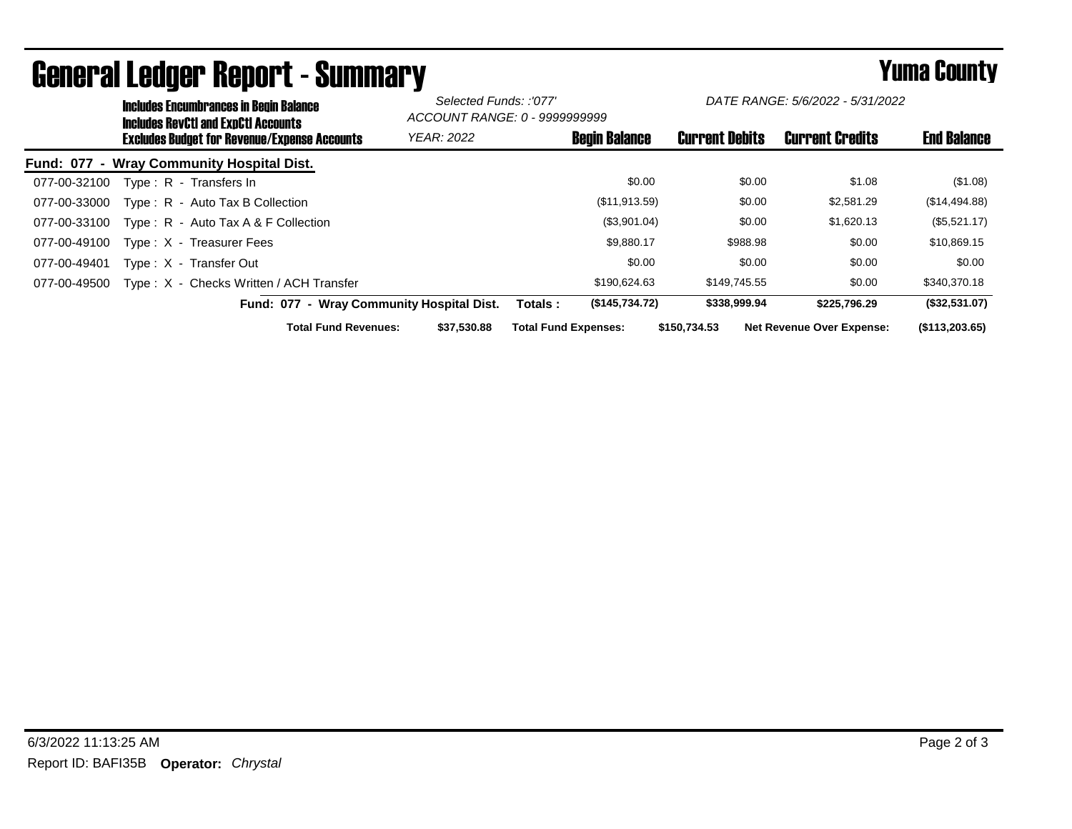# General Ledger Report - Summary

## Yuma County

**Includes Encumbrances in Begin Balance**
**Includes RevCtl and ExpCtl Accounts**
**Excludes Budget for Revenue/Expense Accounts**

*Selected Funds: :'077'*
*ACCOUNT RANGE: 0 - 9999999999*
*YEAR: 2022*

*DATE RANGE: 5/6/2022 - 5/31/2022*

**Fund: 077 - Wray Community Hospital Dist.**

| Account | Description | Begin Balance | Current Debits | Current Credits | End Balance |
|---|---|---|---|---|---|
| 077-00-32100 | Type : R - Transfers In | $0.00 | $0.00 | $1.08 | ($1.08) |
| 077-00-33000 | Type : R - Auto Tax B Collection | ($11,913.59) | $0.00 | $2,581.29 | ($14,494.88) |
| 077-00-33100 | Type : R - Auto Tax A & F Collection | ($3,901.04) | $0.00 | $1,620.13 | ($5,521.17) |
| 077-00-49100 | Type : X - Treasurer Fees | $9,880.17 | $988.98 | $0.00 | $10,869.15 |
| 077-00-49401 | Type : X - Transfer Out | $0.00 | $0.00 | $0.00 | $0.00 |
| 077-00-49500 | Type : X - Checks Written / ACH Transfer | $190,624.63 | $149,745.55 | $0.00 | $340,370.18 |
| | **Fund: 077 - Wray Community Hospital Dist. Totals :** | **($145,734.72)** | **$338,999.94** | **$225,796.29** | **($32,531.07)** |

**Total Fund Revenues:** $37,530.88 **Total Fund Expenses:** $150,734.53 **Net Revenue Over Expense:** ($113,203.65)

6/3/2022 11:13:25 AM

Report ID: BAFI35B **Operator:** *Chrystal*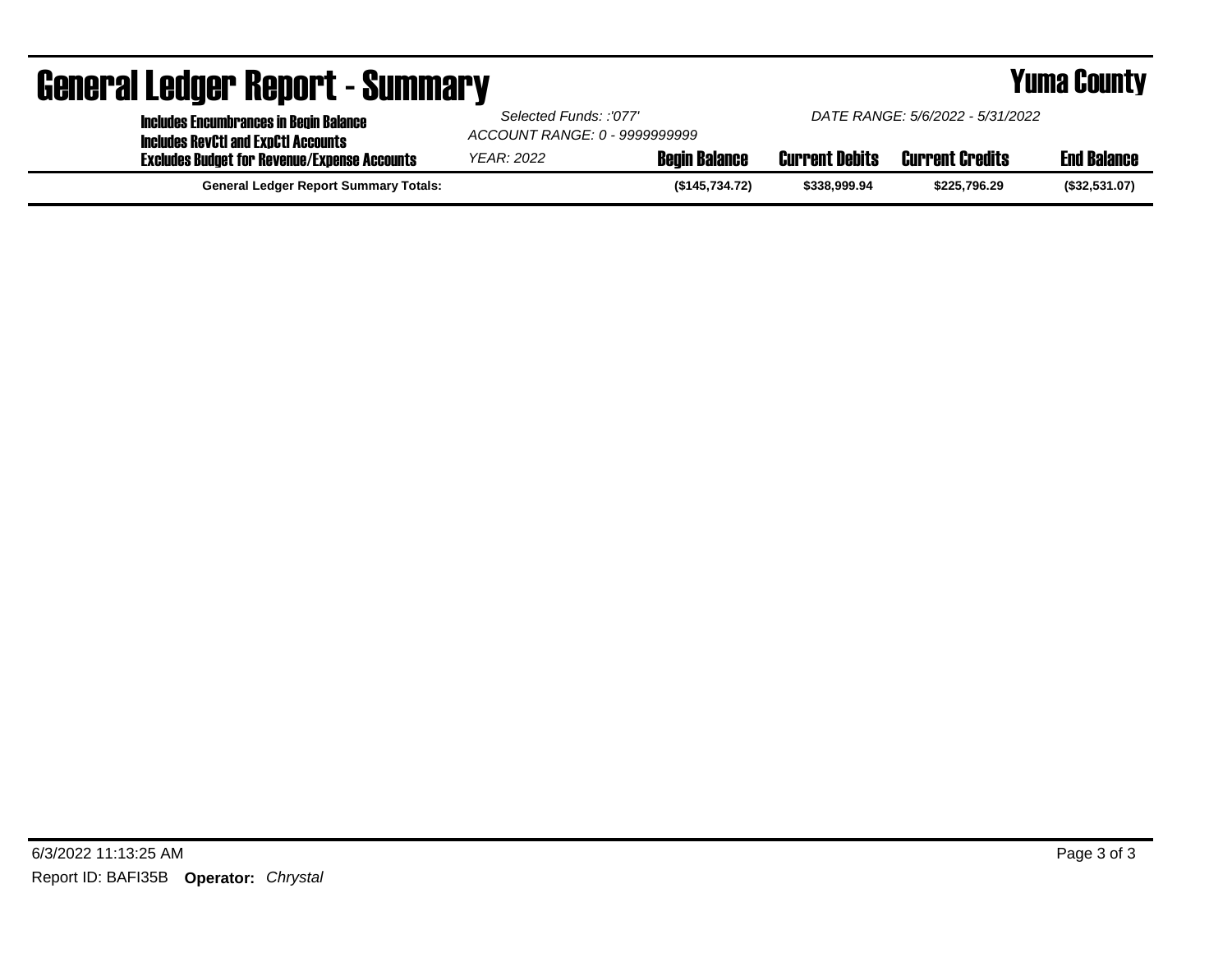# General Ledger Report - Summary

**Yuma County**

**Includes Encumbrances in Begin Balance**
**Includes RevCtl and ExpCtl Accounts**
**Excludes Budget for Revenue/Expense Accounts**

*Selected Funds: :'077'*
*ACCOUNT RANGE: 0 - 9999999999*
*YEAR: 2022*

*DATE RANGE: 5/6/2022 - 5/31/2022*

| | Begin Balance | Current Debits | Current Credits | End Balance |
|---|---|---|---|---|
| **General Ledger Report Summary Totals:** | **($145,734.72)** | **$338,999.94** | **$225,796.29** | **($32,531.07)** |

6/3/2022 11:13:25 AM

Report ID: BAFI35B **Operator:** *Chrystal*